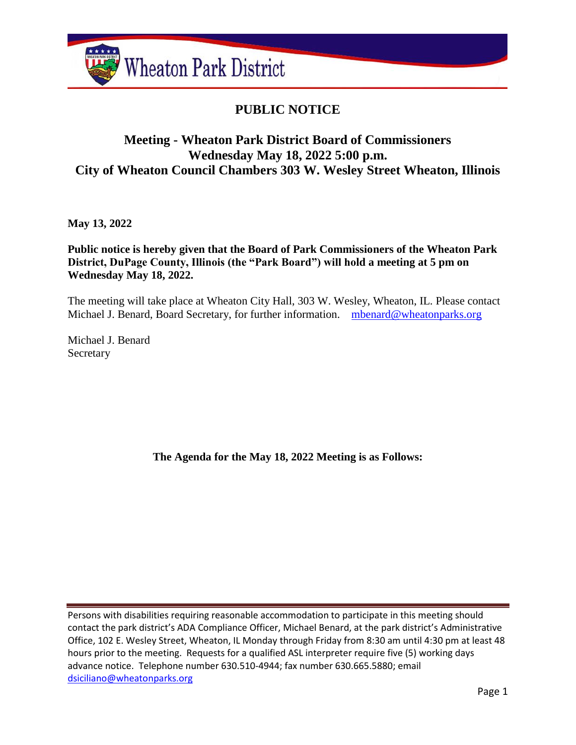Wheaton Park District

# PUBLIC NOTICE

## Meeting - Wheaton Park District Board of Commissioners
## Wednesday May 18, 2022 5:00 p.m.
## City of Wheaton Council Chambers 303 W. Wesley Street Wheaton, Illinois

**May 13, 2022**

**Public notice is hereby given that the Board of Park Commissioners of the Wheaton Park District, DuPage County, Illinois (the "Park Board") will hold a meeting at 5 pm on Wednesday May 18, 2022.**

The meeting will take place at Wheaton City Hall, 303 W. Wesley, Wheaton, IL. Please contact Michael J. Benard, Board Secretary, for further information. mbenard@wheatonparks.org

Michael J. Benard
Secretary

**The Agenda for the May 18, 2022 Meeting is as Follows:**

Persons with disabilities requiring reasonable accommodation to participate in this meeting should contact the park district's ADA Compliance Officer, Michael Benard, at the park district's Administrative Office, 102 E. Wesley Street, Wheaton, IL Monday through Friday from 8:30 am until 4:30 pm at least 48 hours prior to the meeting. Requests for a qualified ASL interpreter require five (5) working days advance notice. Telephone number 630.510-4944; fax number 630.665.5880; email dsiciliano@wheatonparks.org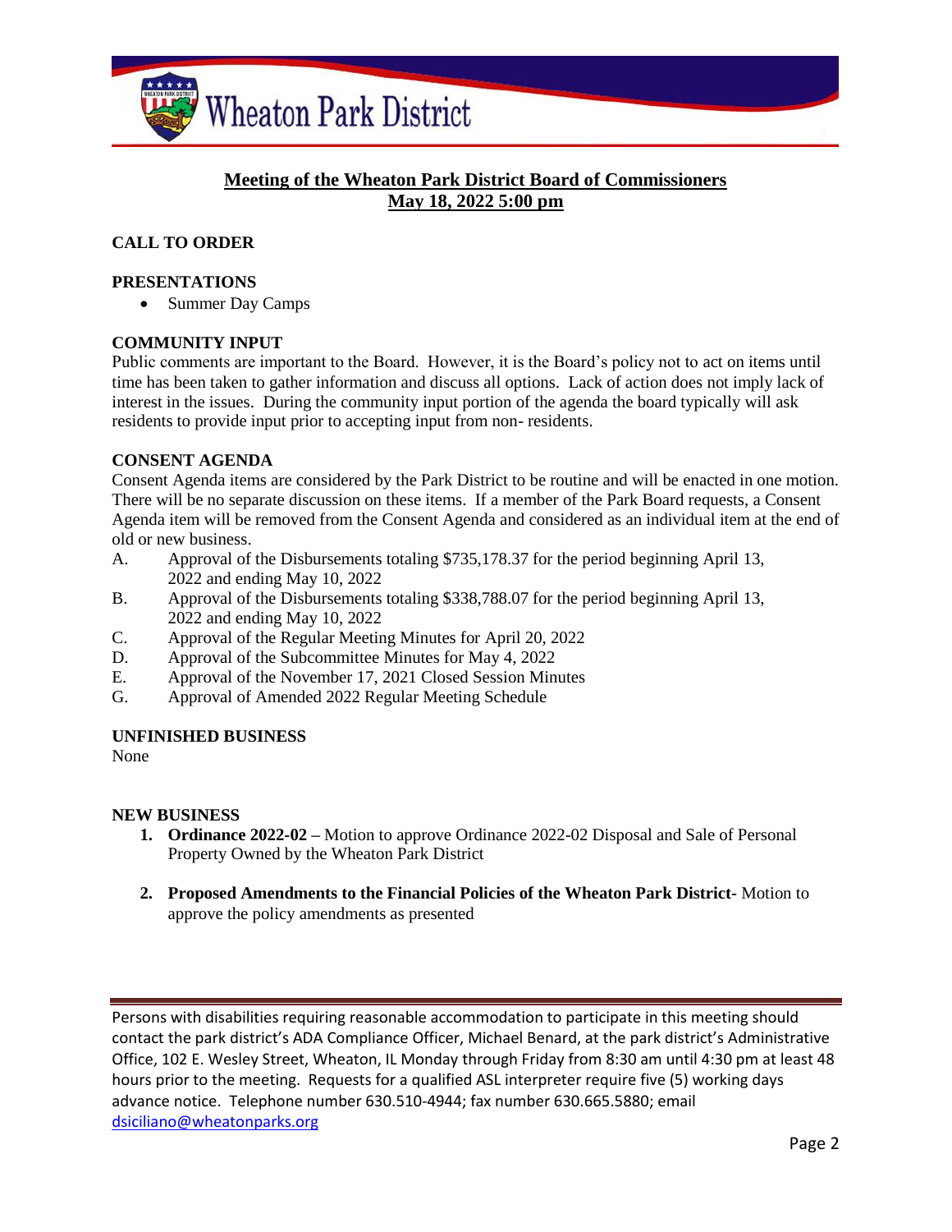## Meeting of the Wheaton Park District Board of Commissioners
## May 18, 2022 5:00 pm

### CALL TO ORDER

### PRESENTATIONS

- Summer Day Camps

### COMMUNITY INPUT

Public comments are important to the Board. However, it is the Board's policy not to act on items until time has been taken to gather information and discuss all options. Lack of action does not imply lack of interest in the issues. During the community input portion of the agenda the board typically will ask residents to provide input prior to accepting input from non- residents.

### CONSENT AGENDA

Consent Agenda items are considered by the Park District to be routine and will be enacted in one motion. There will be no separate discussion on these items. If a member of the Park Board requests, a Consent Agenda item will be removed from the Consent Agenda and considered as an individual item at the end of old or new business.

A. Approval of the Disbursements totaling $735,178.37 for the period beginning April 13, 2022 and ending May 10, 2022
B. Approval of the Disbursements totaling $338,788.07 for the period beginning April 13, 2022 and ending May 10, 2022
C. Approval of the Regular Meeting Minutes for April 20, 2022
D. Approval of the Subcommittee Minutes for May 4, 2022
E. Approval of the November 17, 2021 Closed Session Minutes
G. Approval of Amended 2022 Regular Meeting Schedule

### UNFINISHED BUSINESS

None

### NEW BUSINESS

1. **Ordinance 2022-02 –** Motion to approve Ordinance 2022-02 Disposal and Sale of Personal Property Owned by the Wheaton Park District
2. **Proposed Amendments to the Financial Policies of the Wheaton Park District-** Motion to approve the policy amendments as presented

---

Persons with disabilities requiring reasonable accommodation to participate in this meeting should contact the park district's ADA Compliance Officer, Michael Benard, at the park district's Administrative Office, 102 E. Wesley Street, Wheaton, IL Monday through Friday from 8:30 am until 4:30 pm at least 48 hours prior to the meeting. Requests for a qualified ASL interpreter require five (5) working days advance notice. Telephone number 630.510-4944; fax number 630.665.5880; email dsiciliano@wheatonparks.org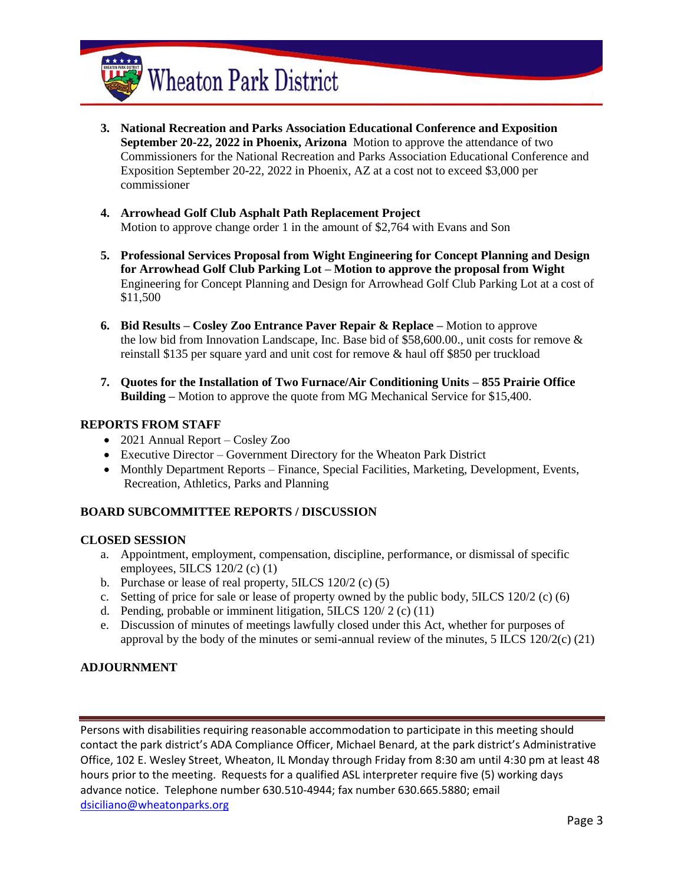3. **National Recreation and Parks Association Educational Conference and Exposition September 20-22, 2022 in Phoenix, Arizona** Motion to approve the attendance of two Commissioners for the National Recreation and Parks Association Educational Conference and Exposition September 20-22, 2022 in Phoenix, AZ at a cost not to exceed $3,000 per commissioner

4. **Arrowhead Golf Club Asphalt Path Replacement Project**
   Motion to approve change order 1 in the amount of $2,764 with Evans and Son

5. **Professional Services Proposal from Wight Engineering for Concept Planning and Design for Arrowhead Golf Club Parking Lot – Motion to approve the proposal from Wight** Engineering for Concept Planning and Design for Arrowhead Golf Club Parking Lot at a cost of $11,500

6. **Bid Results – Cosley Zoo Entrance Paver Repair & Replace –** Motion to approve the low bid from Innovation Landscape, Inc. Base bid of $58,600.00., unit costs for remove & reinstall $135 per square yard and unit cost for remove & haul off $850 per truckload

7. **Quotes for the Installation of Two Furnace/Air Conditioning Units – 855 Prairie Office Building –** Motion to approve the quote from MG Mechanical Service for $15,400.

**REPORTS FROM STAFF**

- 2021 Annual Report – Cosley Zoo
- Executive Director – Government Directory for the Wheaton Park District
- Monthly Department Reports – Finance, Special Facilities, Marketing, Development, Events, Recreation, Athletics, Parks and Planning

**BOARD SUBCOMMITTEE REPORTS / DISCUSSION**

**CLOSED SESSION**

a. Appointment, employment, compensation, discipline, performance, or dismissal of specific employees, 5ILCS 120/2 (c) (1)
b. Purchase or lease of real property, 5ILCS 120/2 (c) (5)
c. Setting of price for sale or lease of property owned by the public body, 5ILCS 120/2 (c) (6)
d. Pending, probable or imminent litigation, 5ILCS 120/ 2 (c) (11)
e. Discussion of minutes of meetings lawfully closed under this Act, whether for purposes of approval by the body of the minutes or semi-annual review of the minutes, 5 ILCS 120/2(c) (21)

**ADJOURNMENT**

Persons with disabilities requiring reasonable accommodation to participate in this meeting should contact the park district's ADA Compliance Officer, Michael Benard, at the park district's Administrative Office, 102 E. Wesley Street, Wheaton, IL Monday through Friday from 8:30 am until 4:30 pm at least 48 hours prior to the meeting. Requests for a qualified ASL interpreter require five (5) working days advance notice. Telephone number 630.510-4944; fax number 630.665.5880; email dsiciliano@wheatonparks.org